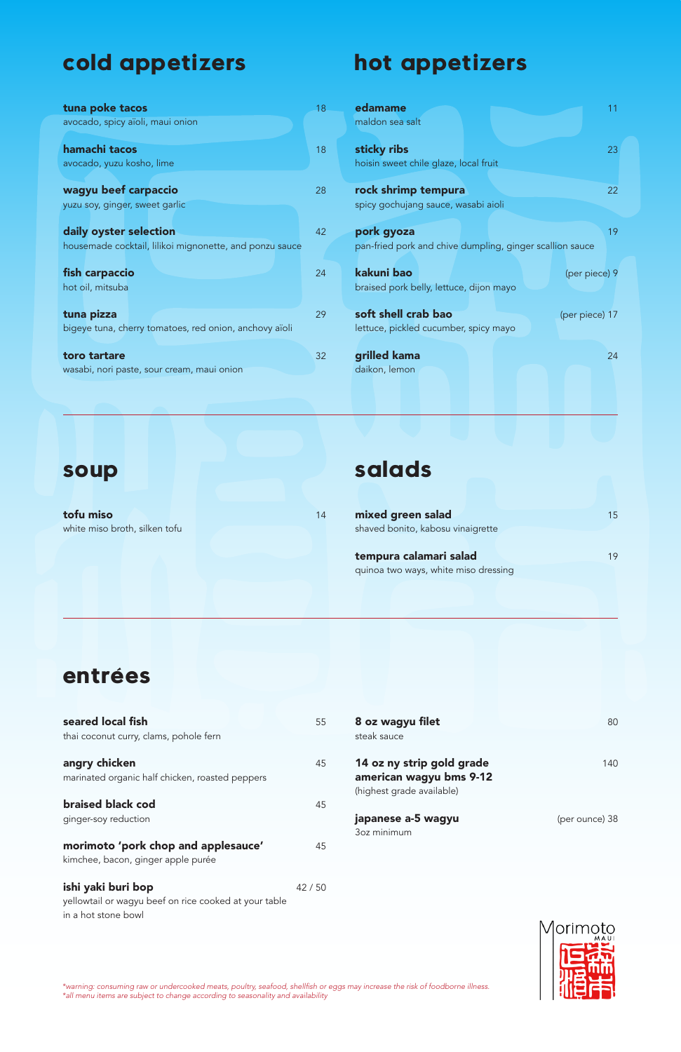## cold appetizers

**tuna poke tacos** 18
avocado, spicy aïoli, maui onion

**hamachi tacos** 18
avocado, yuzu kosho, lime

**wagyu beef carpaccio** 28
yuzu soy, ginger, sweet garlic

**daily oyster selection** 42
housemade cocktail, lilikoi mignonette, and ponzu sauce

**fish carpaccio** 24
hot oil, mitsuba

**tuna pizza** 29
bigeye tuna, cherry tomatoes, red onion, anchovy aïoli

**toro tartare** 32
wasabi, nori paste, sour cream, maui onion

## hot appetizers

**edamame** 11
maldon sea salt

**sticky ribs** 23
hoisin sweet chile glaze, local fruit

**rock shrimp tempura** 22
spicy gochujang sauce, wasabi aioli

**pork gyoza** 19
pan-fried pork and chive dumpling, ginger scallion sauce

**kakuni bao** (per piece) 9
braised pork belly, lettuce, dijon mayo

**soft shell crab bao** (per piece) 17
lettuce, pickled cucumber, spicy mayo

**grilled kama** 24
daikon, lemon

---

## soup

**tofu miso** 14
white miso broth, silken tofu

## salads

**mixed green salad** 15
shaved bonito, kabosu vinaigrette

**tempura calamari salad** 19
quinoa two ways, white miso dressing

---

## entrées

**seared local fish** 55
thai coconut curry, clams, pohole fern

**angry chicken** 45
marinated organic half chicken, roasted peppers

**braised black cod** 45
ginger-soy reduction

**morimoto 'pork chop and applesauce'** 45
kimchee, bacon, ginger apple purée

**ishi yaki buri bop** 42 / 50
yellowtail or wagyu beef on rice cooked at your table in a hot stone bowl

**8 oz wagyu filet** 80
steak sauce

**14 oz ny strip gold grade american wagyu bms 9-12** 140
(highest grade available)

**japanese a-5 wagyu** (per ounce) 38
3oz minimum

*\*warning: consuming raw or undercooked meats, poultry, seafood, shellfish or eggs may increase the risk of foodborne illness.*
*\*all menu items are subject to change according to seasonality and availability*

Morimoto MAUI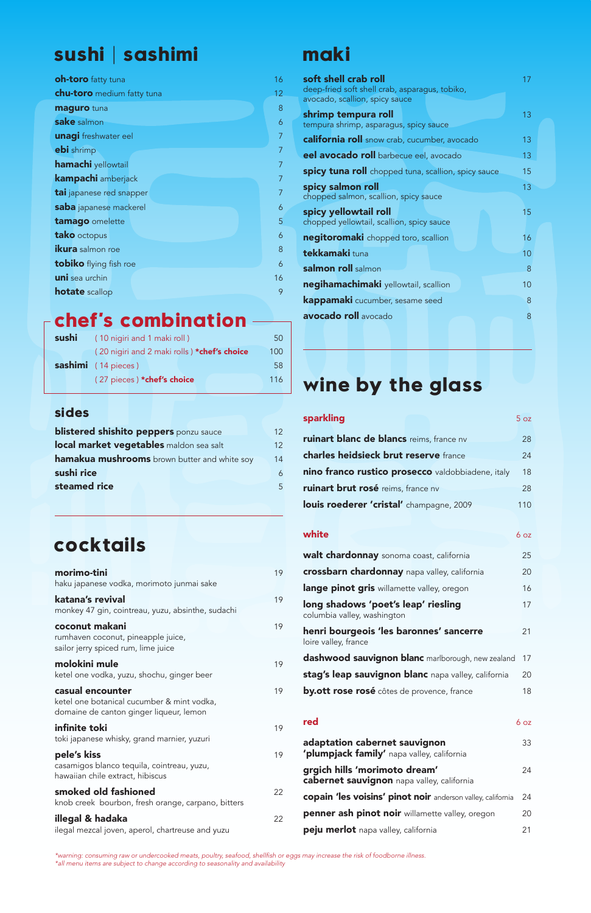## sushi | sashimi

| | |
|---|---|
| **oh-toro** fatty tuna | 16 |
| **chu-toro** medium fatty tuna | 12 |
| **maguro** tuna | 8 |
| **sake** salmon | 6 |
| **unagi** freshwater eel | 7 |
| **ebi** shrimp | 7 |
| **hamachi** yellowtail | 7 |
| **kampachi** amberjack | 7 |
| **tai** japanese red snapper | 7 |
| **saba** japanese mackerel | 6 |
| **tamago** omelette | 5 |
| **tako** octopus | 6 |
| **ikura** salmon roe | 8 |
| **tobiko** flying fish roe | 6 |
| **uni** sea urchin | 16 |
| **hotate** scallop | 9 |

## chef's combination

| | | |
|---|---|---|
| **sushi** | ( 10 nigiri and 1 maki roll ) | 50 |
| | ( 20 nigiri and 2 maki rolls ) ***chef's choice** | 100 |
| **sashimi** | ( 14 pieces ) | 58 |
| | ( 27 pieces ) ***chef's choice** | 116 |

## sides

| | |
|---|---|
| **blistered shishito peppers** ponzu sauce | 12 |
| **local market vegetables** maldon sea salt | 12 |
| **hamakua mushrooms** brown butter and white soy | 14 |
| **sushi rice** | 6 |
| **steamed rice** | 5 |

## cocktails

| | |
|---|---|
| **morimo-tini** haku japanese vodka, morimoto junmai sake | 19 |
| **katana's revival** monkey 47 gin, cointreau, yuzu, absinthe, sudachi | 19 |
| **coconut makani** rumhaven coconut, pineapple juice, sailor jerry spiced rum, lime juice | 19 |
| **molokini mule** ketel one vodka, yuzu, shochu, ginger beer | 19 |
| **casual encounter** ketel one botanical cucumber & mint vodka, domaine de canton ginger liqueur, lemon | 19 |
| **infinite toki** toki japanese whisky, grand marnier, yuzuri | 19 |
| **pele's kiss** casamigos blanco tequila, cointreau, yuzu, hawaiian chile extract, hibiscus | 19 |
| **smoked old fashioned** knob creek bourbon, fresh orange, carpano, bitters | 22 |
| **illegal & hadaka** ilegal mezcal joven, aperol, chartreuse and yuzu | 22 |

## maki

| | |
|---|---|
| **soft shell crab roll** deep-fried soft shell crab, asparagus, tobiko, avocado, scallion, spicy sauce | 17 |
| **shrimp tempura roll** tempura shrimp, asparagus, spicy sauce | 13 |
| **california roll** snow crab, cucumber, avocado | 13 |
| **eel avocado roll** barbecue eel, avocado | 13 |
| **spicy tuna roll** chopped tuna, scallion, spicy sauce | 15 |
| **spicy salmon roll** chopped salmon, scallion, spicy sauce | 13 |
| **spicy yellowtail roll** chopped yellowtail, scallion, spicy sauce | 15 |
| **negitoromaki** chopped toro, scallion | 16 |
| **tekkamaki** tuna | 10 |
| **salmon roll** salmon | 8 |
| **negihamachimaki** yellowtail, scallion | 10 |
| **kappamaki** cucumber, sesame seed | 8 |
| **avocado roll** avocado | 8 |

## wine by the glass

### sparkling — 5 oz

| | |
|---|---|
| **ruinart blanc de blancs** reims, france nv | 28 |
| **charles heidsieck brut reserve** france | 24 |
| **nino franco rustico prosecco** valdobbiadene, italy | 18 |
| **ruinart brut rosé** reims, france nv | 28 |
| **louis roederer 'cristal'** champagne, 2009 | 110 |

### white — 6 oz

| | |
|---|---|
| **walt chardonnay** sonoma coast, california | 25 |
| **crossbarn chardonnay** napa valley, california | 20 |
| **lange pinot gris** willamette valley, oregon | 16 |
| **long shadows 'poet's leap' riesling** columbia valley, washington | 17 |
| **henri bourgeois 'les baronnes' sancerre** loire valley, france | 21 |
| **dashwood sauvignon blanc** marlborough, new zealand | 17 |
| **stag's leap sauvignon blanc** napa valley, california | 20 |
| **by.ott rose rosé** côtes de provence, france | 18 |

### red — 6 oz

| | |
|---|---|
| **adaptation cabernet sauvignon 'plumpjack family'** napa valley, california | 33 |
| **grgich hills 'morimoto dream' cabernet sauvignon** napa valley, california | 24 |
| **copain 'les voisins' pinot noir** anderson valley, california | 24 |
| **penner ash pinot noir** willamette valley, oregon | 20 |
| **peju merlot** napa valley, california | 21 |

*warning: consuming raw or undercooked meats, poultry, seafood, shellfish or eggs may increase the risk of foodborne illness.*
*all menu items are subject to change according to seasonality and availability*